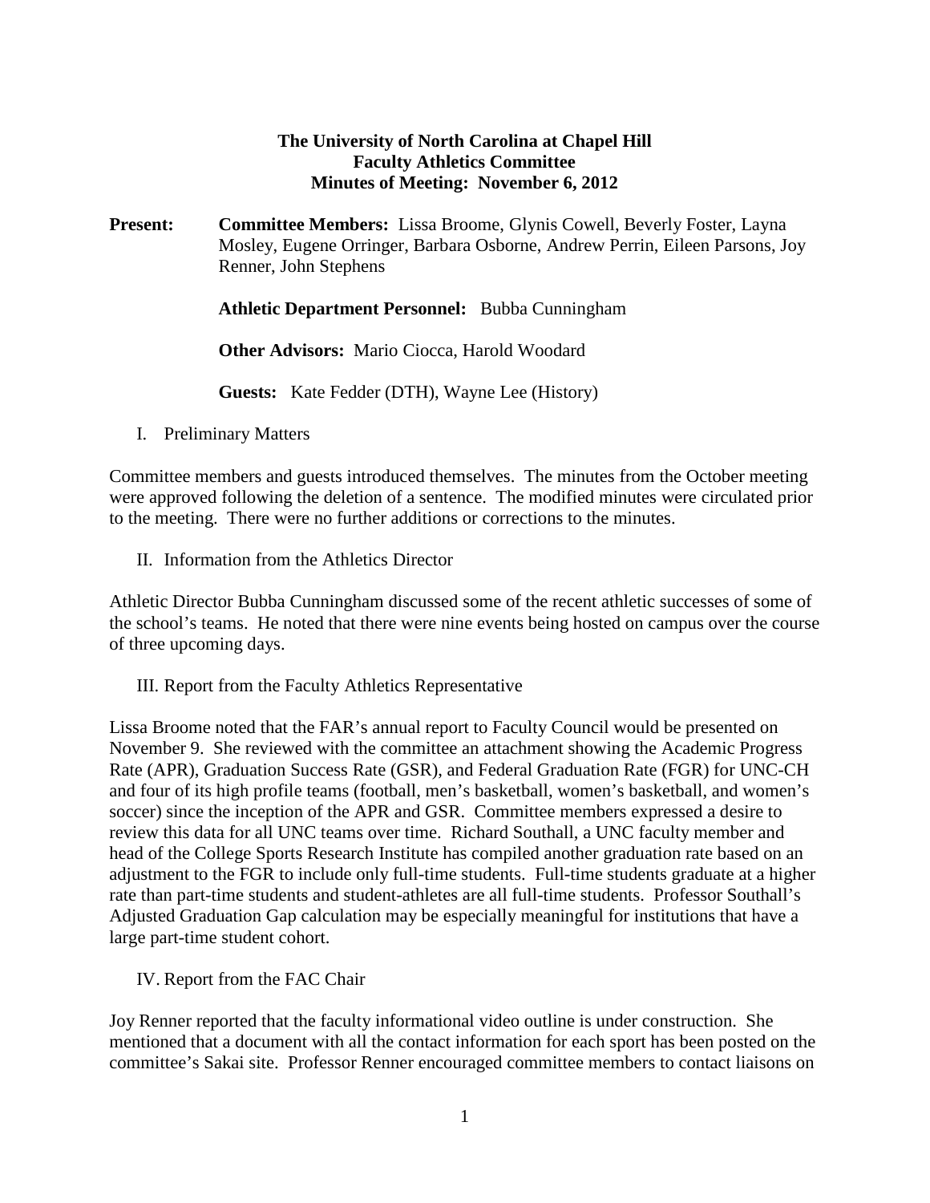**The University of North Carolina at Chapel Hill**
**Faculty Athletics Committee**
**Minutes of Meeting: November 6, 2012**

**Present:** **Committee Members:** Lissa Broome, Glynis Cowell, Beverly Foster, Layna Mosley, Eugene Orringer, Barbara Osborne, Andrew Perrin, Eileen Parsons, Joy Renner, John Stephens

**Athletic Department Personnel:** Bubba Cunningham

**Other Advisors:** Mario Ciocca, Harold Woodard

**Guests:** Kate Fedder (DTH), Wayne Lee (History)

I. Preliminary Matters

Committee members and guests introduced themselves. The minutes from the October meeting were approved following the deletion of a sentence. The modified minutes were circulated prior to the meeting. There were no further additions or corrections to the minutes.

II. Information from the Athletics Director

Athletic Director Bubba Cunningham discussed some of the recent athletic successes of some of the school's teams. He noted that there were nine events being hosted on campus over the course of three upcoming days.

III. Report from the Faculty Athletics Representative

Lissa Broome noted that the FAR's annual report to Faculty Council would be presented on November 9. She reviewed with the committee an attachment showing the Academic Progress Rate (APR), Graduation Success Rate (GSR), and Federal Graduation Rate (FGR) for UNC-CH and four of its high profile teams (football, men's basketball, women's basketball, and women's soccer) since the inception of the APR and GSR. Committee members expressed a desire to review this data for all UNC teams over time. Richard Southall, a UNC faculty member and head of the College Sports Research Institute has compiled another graduation rate based on an adjustment to the FGR to include only full-time students. Full-time students graduate at a higher rate than part-time students and student-athletes are all full-time students. Professor Southall's Adjusted Graduation Gap calculation may be especially meaningful for institutions that have a large part-time student cohort.

IV. Report from the FAC Chair

Joy Renner reported that the faculty informational video outline is under construction. She mentioned that a document with all the contact information for each sport has been posted on the committee's Sakai site. Professor Renner encouraged committee members to contact liaisons on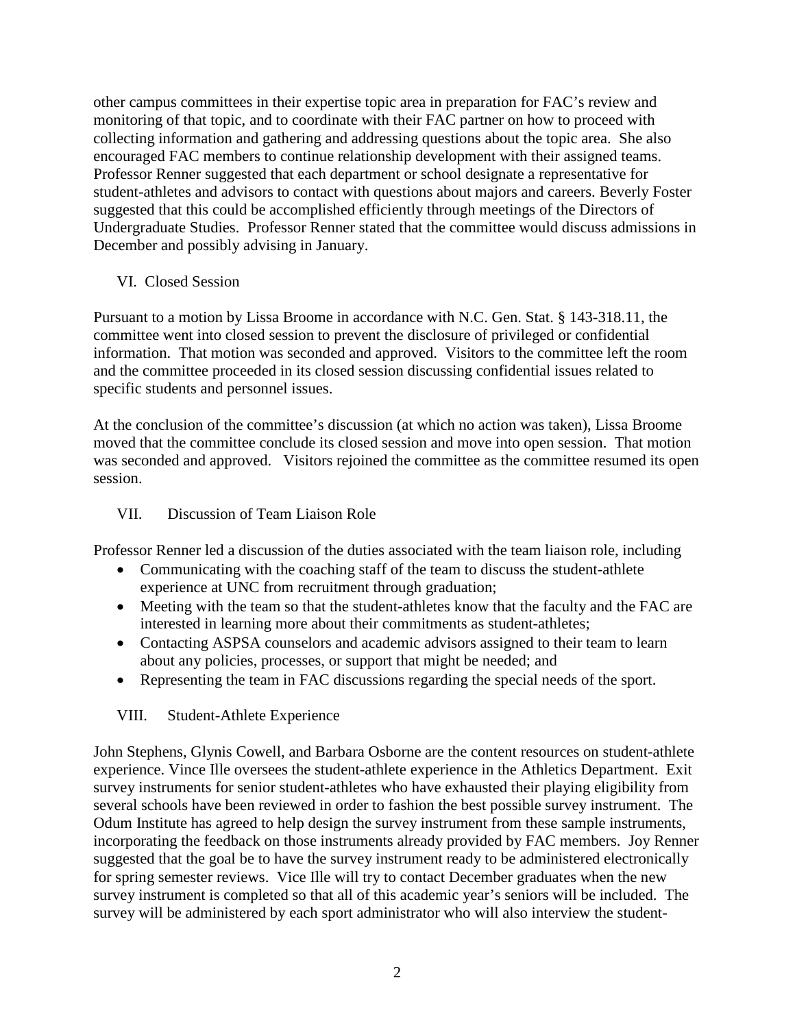other campus committees in their expertise topic area in preparation for FAC's review and monitoring of that topic, and to coordinate with their FAC partner on how to proceed with collecting information and gathering and addressing questions about the topic area. She also encouraged FAC members to continue relationship development with their assigned teams. Professor Renner suggested that each department or school designate a representative for student-athletes and advisors to contact with questions about majors and careers. Beverly Foster suggested that this could be accomplished efficiently through meetings of the Directors of Undergraduate Studies. Professor Renner stated that the committee would discuss admissions in December and possibly advising in January.

## VI. Closed Session

Pursuant to a motion by Lissa Broome in accordance with N.C. Gen. Stat. § 143-318.11, the committee went into closed session to prevent the disclosure of privileged or confidential information. That motion was seconded and approved. Visitors to the committee left the room and the committee proceeded in its closed session discussing confidential issues related to specific students and personnel issues.

At the conclusion of the committee's discussion (at which no action was taken), Lissa Broome moved that the committee conclude its closed session and move into open session. That motion was seconded and approved. Visitors rejoined the committee as the committee resumed its open session.

## VII. Discussion of Team Liaison Role

Professor Renner led a discussion of the duties associated with the team liaison role, including

- Communicating with the coaching staff of the team to discuss the student-athlete experience at UNC from recruitment through graduation;
- Meeting with the team so that the student-athletes know that the faculty and the FAC are interested in learning more about their commitments as student-athletes;
- Contacting ASPSA counselors and academic advisors assigned to their team to learn about any policies, processes, or support that might be needed; and
- Representing the team in FAC discussions regarding the special needs of the sport.

## VIII. Student-Athlete Experience

John Stephens, Glynis Cowell, and Barbara Osborne are the content resources on student-athlete experience. Vince Ille oversees the student-athlete experience in the Athletics Department. Exit survey instruments for senior student-athletes who have exhausted their playing eligibility from several schools have been reviewed in order to fashion the best possible survey instrument. The Odum Institute has agreed to help design the survey instrument from these sample instruments, incorporating the feedback on those instruments already provided by FAC members. Joy Renner suggested that the goal be to have the survey instrument ready to be administered electronically for spring semester reviews. Vice Ille will try to contact December graduates when the new survey instrument is completed so that all of this academic year's seniors will be included. The survey will be administered by each sport administrator who will also interview the student-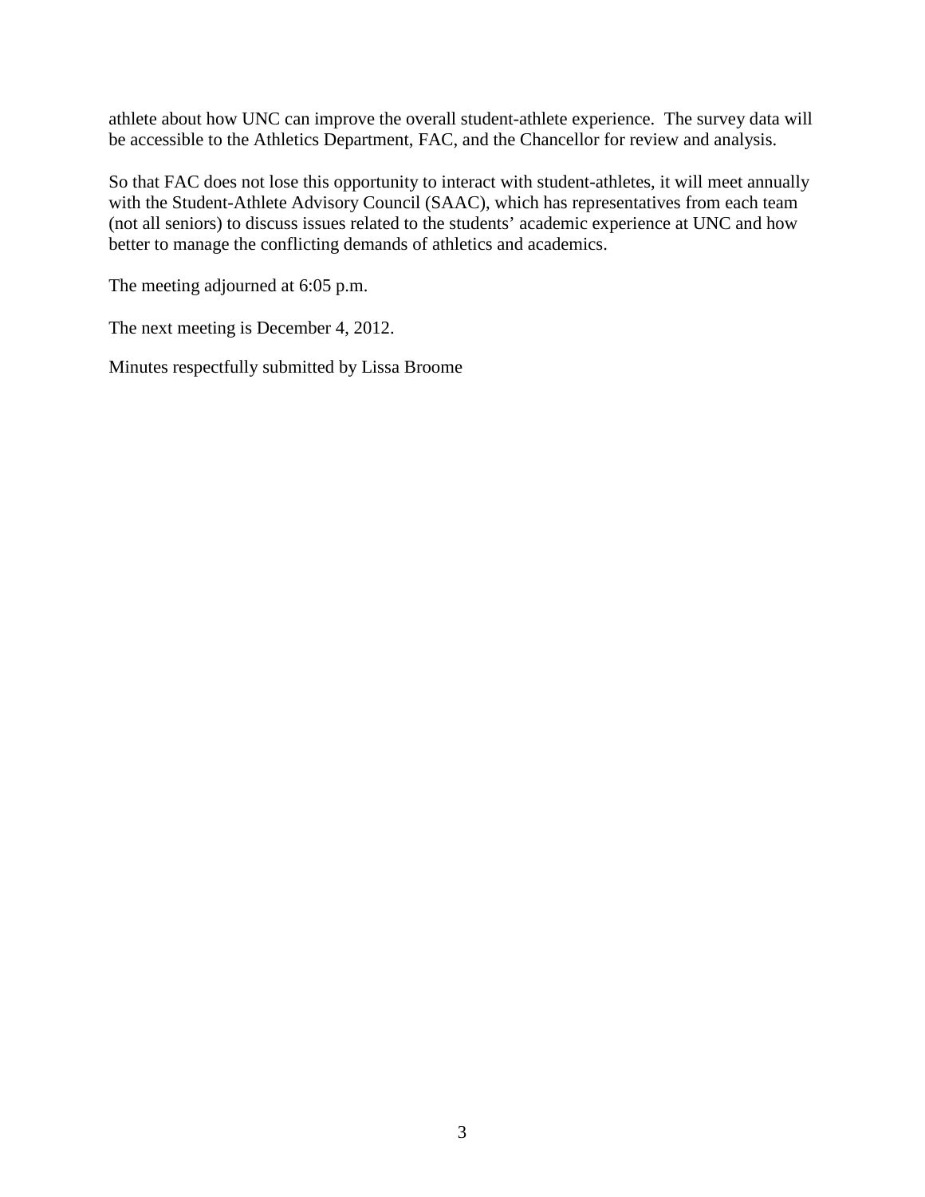athlete about how UNC can improve the overall student-athlete experience. The survey data will be accessible to the Athletics Department, FAC, and the Chancellor for review and analysis.

So that FAC does not lose this opportunity to interact with student-athletes, it will meet annually with the Student-Athlete Advisory Council (SAAC), which has representatives from each team (not all seniors) to discuss issues related to the students' academic experience at UNC and how better to manage the conflicting demands of athletics and academics.

The meeting adjourned at 6:05 p.m.

The next meeting is December 4, 2012.

Minutes respectfully submitted by Lissa Broome